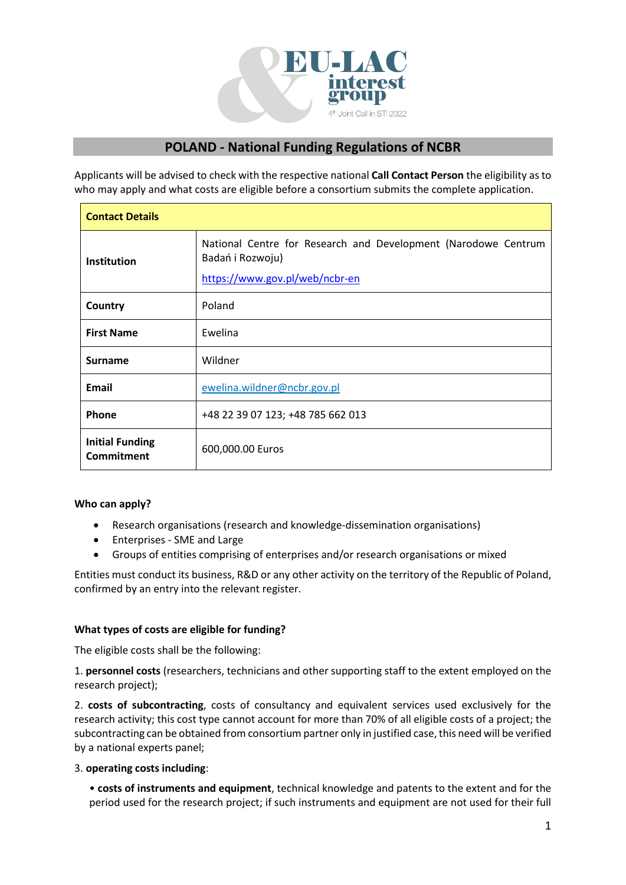## POLAND - National Funding Regulations of NCBR

Applicants will be advised to check with the respective national **Call Contact Person** the eligibility as to who may apply and what costs are eligible before a consortium submits the complete application.

| **Contact Details** | |
|---|---|
| **Institution** | National Centre for Research and Development (Narodowe Centrum Badań i Rozwoju) https://www.gov.pl/web/ncbr-en |
| **Country** | Poland |
| **First Name** | Ewelina |
| **Surname** | Wildner |
| **Email** | ewelina.wildner@ncbr.gov.pl |
| **Phone** | +48 22 39 07 123; +48 785 662 013 |
| **Initial Funding Commitment** | 600,000.00 Euros |

**Who can apply?**

- Research organisations (research and knowledge-dissemination organisations)
- Enterprises - SME and Large
- Groups of entities comprising of enterprises and/or research organisations or mixed

Entities must conduct its business, R&D or any other activity on the territory of the Republic of Poland, confirmed by an entry into the relevant register.

**What types of costs are eligible for funding?**

The eligible costs shall be the following:

1. **personnel costs** (researchers, technicians and other supporting staff to the extent employed on the research project);

2. **costs of subcontracting**, costs of consultancy and equivalent services used exclusively for the research activity; this cost type cannot account for more than 70% of all eligible costs of a project; the subcontracting can be obtained from consortium partner only in justified case, this need will be verified by a national experts panel;

3. **operating costs including**:

- **costs of instruments and equipment**, technical knowledge and patents to the extent and for the period used for the research project; if such instruments and equipment are not used for their full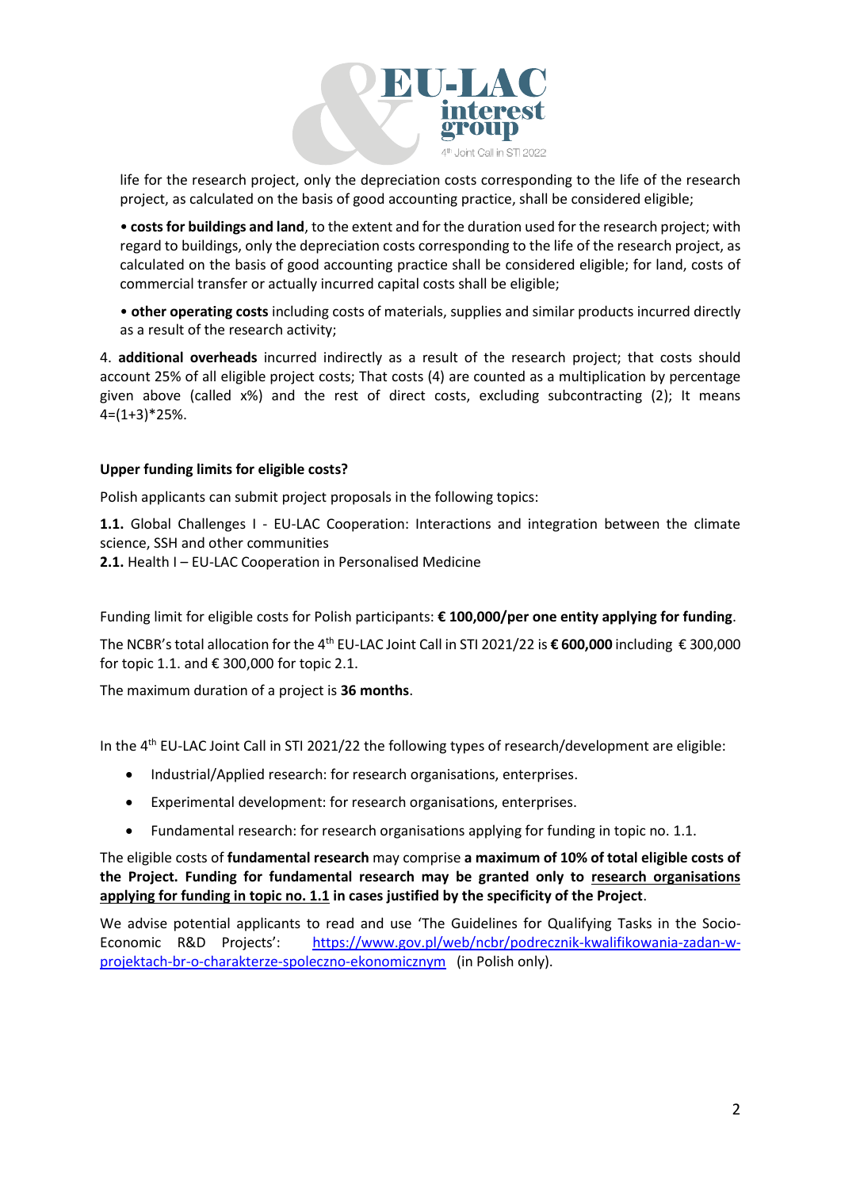life for the research project, only the depreciation costs corresponding to the life of the research project, as calculated on the basis of good accounting practice, shall be considered eligible;

• **costs for buildings and land**, to the extent and for the duration used for the research project; with regard to buildings, only the depreciation costs corresponding to the life of the research project, as calculated on the basis of good accounting practice shall be considered eligible; for land, costs of commercial transfer or actually incurred capital costs shall be eligible;

• **other operating costs** including costs of materials, supplies and similar products incurred directly as a result of the research activity;

4. **additional overheads** incurred indirectly as a result of the research project; that costs should account 25% of all eligible project costs; That costs (4) are counted as a multiplication by percentage given above (called x%) and the rest of direct costs, excluding subcontracting (2); It means 4=(1+3)*25%.

**Upper funding limits for eligible costs?**

Polish applicants can submit project proposals in the following topics:

**1.1.** Global Challenges I - EU-LAC Cooperation: Interactions and integration between the climate science, SSH and other communities
**2.1.** Health I – EU-LAC Cooperation in Personalised Medicine

Funding limit for eligible costs for Polish participants: **€ 100,000/per one entity applying for funding**.

The NCBR's total allocation for the 4th EU-LAC Joint Call in STI 2021/22 is **€ 600,000** including € 300,000 for topic 1.1. and € 300,000 for topic 2.1.

The maximum duration of a project is **36 months**.

In the 4th EU-LAC Joint Call in STI 2021/22 the following types of research/development are eligible:

- Industrial/Applied research: for research organisations, enterprises.
- Experimental development: for research organisations, enterprises.
- Fundamental research: for research organisations applying for funding in topic no. 1.1.

The eligible costs of **fundamental research** may comprise **a maximum of 10% of total eligible costs of the Project. Funding for fundamental research may be granted only to <u>research organisations applying for funding in topic no. 1.1</u> in cases justified by the specificity of the Project**.

We advise potential applicants to read and use 'The Guidelines for Qualifying Tasks in the Socio-Economic R&D Projects': [https://www.gov.pl/web/ncbr/podrecznik-kwalifikowania-zadan-w-projektach-br-o-charakterze-spoleczno-ekonomicznym](https://www.gov.pl/web/ncbr/podrecznik-kwalifikowania-zadan-w-projektach-br-o-charakterze-spoleczno-ekonomicznym) (in Polish only).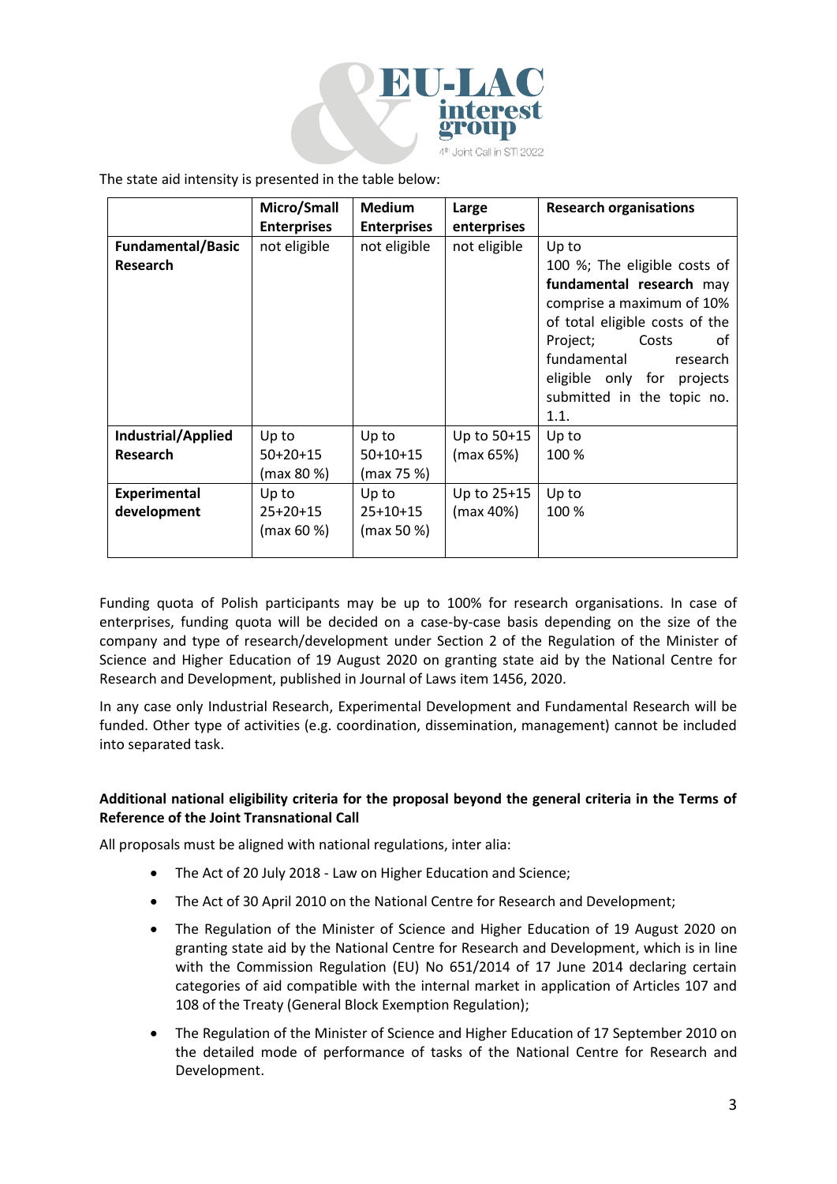The state aid intensity is presented in the table below:

| | Micro/Small Enterprises | Medium Enterprises | Large enterprises | Research organisations |
|---|---|---|---|---|
| **Fundamental/Basic Research** | not eligible | not eligible | not eligible | Up to 100 %; The eligible costs of **fundamental research** may comprise a maximum of 10% of total eligible costs of the Project; Costs of fundamental research eligible only for projects submitted in the topic no. 1.1. |
| **Industrial/Applied Research** | Up to 50+20+15 (max 80 %) | Up to 50+10+15 (max 75 %) | Up to 50+15 (max 65%) | Up to 100 % |
| **Experimental development** | Up to 25+20+15 (max 60 %) | Up to 25+10+15 (max 50 %) | Up to 25+15 (max 40%) | Up to 100 % |

Funding quota of Polish participants may be up to 100% for research organisations. In case of enterprises, funding quota will be decided on a case-by-case basis depending on the size of the company and type of research/development under Section 2 of the Regulation of the Minister of Science and Higher Education of 19 August 2020 on granting state aid by the National Centre for Research and Development, published in Journal of Laws item 1456, 2020.

In any case only Industrial Research, Experimental Development and Fundamental Research will be funded. Other type of activities (e.g. coordination, dissemination, management) cannot be included into separated task.

**Additional national eligibility criteria for the proposal beyond the general criteria in the Terms of Reference of the Joint Transnational Call**

All proposals must be aligned with national regulations, inter alia:

- The Act of 20 July 2018 - Law on Higher Education and Science;
- The Act of 30 April 2010 on the National Centre for Research and Development;
- The Regulation of the Minister of Science and Higher Education of 19 August 2020 on granting state aid by the National Centre for Research and Development, which is in line with the Commission Regulation (EU) No 651/2014 of 17 June 2014 declaring certain categories of aid compatible with the internal market in application of Articles 107 and 108 of the Treaty (General Block Exemption Regulation);
- The Regulation of the Minister of Science and Higher Education of 17 September 2010 on the detailed mode of performance of tasks of the National Centre for Research and Development.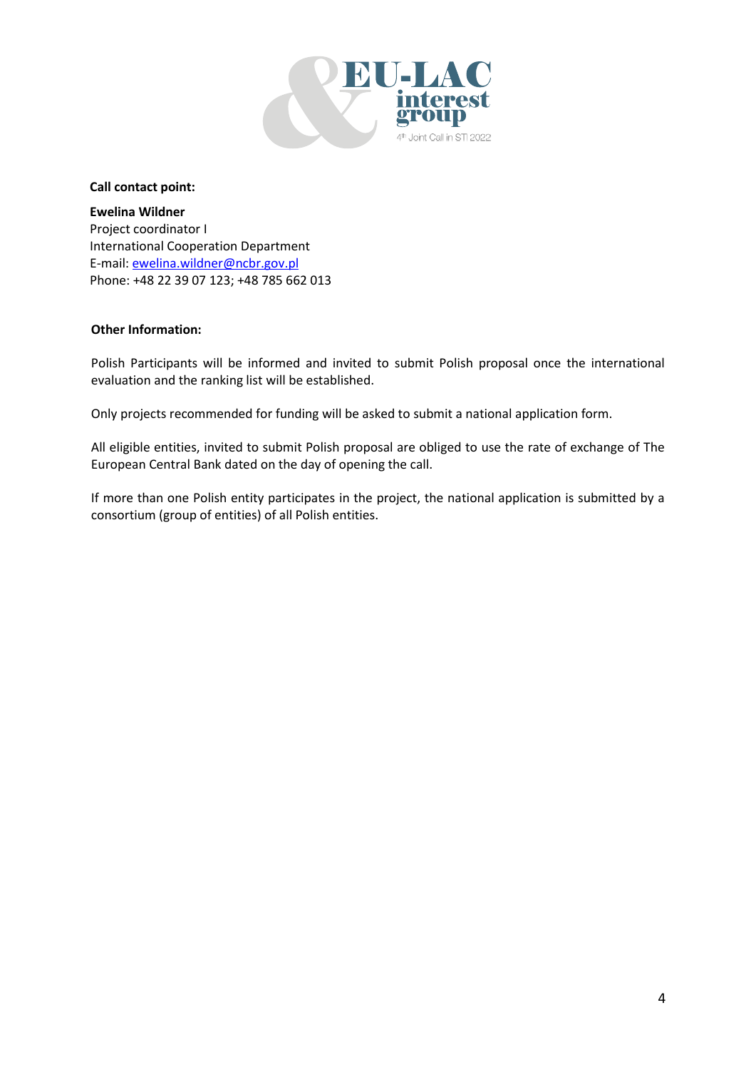**Call contact point:**

**Ewelina Wildner**
Project coordinator I
International Cooperation Department
E-mail: ewelina.wildner@ncbr.gov.pl
Phone: +48 22 39 07 123; +48 785 662 013

**Other Information:**

Polish Participants will be informed and invited to submit Polish proposal once the international evaluation and the ranking list will be established.

Only projects recommended for funding will be asked to submit a national application form.

All eligible entities, invited to submit Polish proposal are obliged to use the rate of exchange of The European Central Bank dated on the day of opening the call.

If more than one Polish entity participates in the project, the national application is submitted by a consortium (group of entities) of all Polish entities.